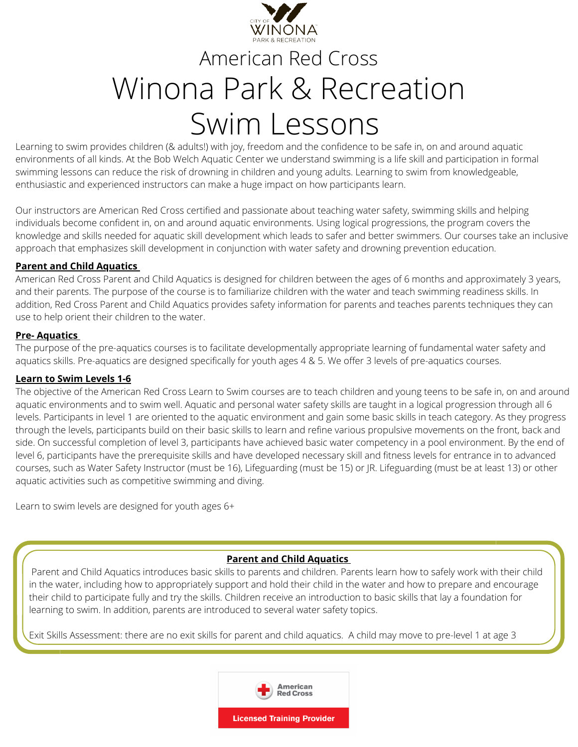# American Red Cross
# Winona Park & Recreation
# Swim Lessons

Learning to swim provides children (& adults!) with joy, freedom and the confidence to be safe in, on and around aquatic environments of all kinds. At the Bob Welch Aquatic Center we understand swimming is a life skill and participation in formal swimming lessons can reduce the risk of drowning in children and young adults. Learning to swim from knowledgeable, enthusiastic and experienced instructors can make a huge impact on how participants learn.

Our instructors are American Red Cross certified and passionate about teaching water safety, swimming skills and helping individuals become confident in, on and around aquatic environments. Using logical progressions, the program covers the knowledge and skills needed for aquatic skill development which leads to safer and better swimmers. Our courses take an inclusive approach that emphasizes skill development in conjunction with water safety and drowning prevention education.

**Parent and Child Aquatics**

American Red Cross Parent and Child Aquatics is designed for children between the ages of 6 months and approximately 3 years, and their parents. The purpose of the course is to familiarize children with the water and teach swimming readiness skills. In addition, Red Cross Parent and Child Aquatics provides safety information for parents and teaches parents techniques they can use to help orient their children to the water.

**Pre- Aquatics**

The purpose of the pre-aquatics courses is to facilitate developmentally appropriate learning of fundamental water safety and aquatics skills. Pre-aquatics are designed specifically for youth ages 4 & 5. We offer 3 levels of pre-aquatics courses.

**Learn to Swim Levels 1-6**

The objective of the American Red Cross Learn to Swim courses are to teach children and young teens to be safe in, on and around aquatic environments and to swim well. Aquatic and personal water safety skills are taught in a logical progression through all 6 levels. Participants in level 1 are oriented to the aquatic environment and gain some basic skills in teach category. As they progress through the levels, participants build on their basic skills to learn and refine various propulsive movements on the front, back and side. On successful completion of level 3, participants have achieved basic water competency in a pool environment. By the end of level 6, participants have the prerequisite skills and have developed necessary skill and fitness levels for entrance in to advanced courses, such as Water Safety Instructor (must be 16), Lifeguarding (must be 15) or JR. Lifeguarding (must be at least 13) or other aquatic activities such as competitive swimming and diving.

Learn to swim levels are designed for youth ages 6+

**Parent and Child Aquatics**

Parent and Child Aquatics introduces basic skills to parents and children. Parents learn how to safely work with their child in the water, including how to appropriately support and hold their child in the water and how to prepare and encourage their child to participate fully and try the skills. Children receive an introduction to basic skills that lay a foundation for learning to swim. In addition, parents are introduced to several water safety topics.

Exit Skills Assessment: there are no exit skills for parent and child aquatics. A child may move to pre-level 1 at age 3

American Red Cross Licensed Training Provider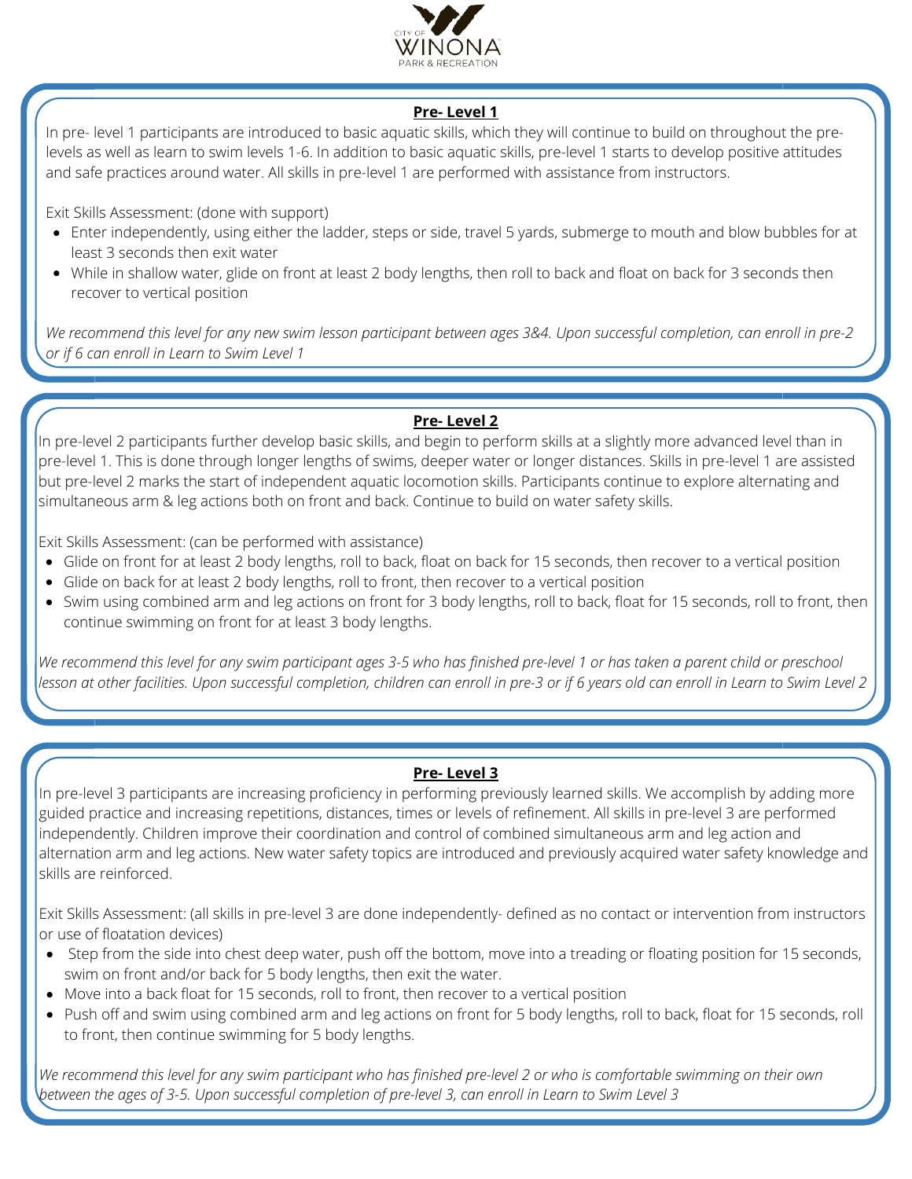CITY OF WINONA PARK & RECREATION

## Pre- Level 1

In pre- level 1 participants are introduced to basic aquatic skills, which they will continue to build on throughout the pre-levels as well as learn to swim levels 1-6. In addition to basic aquatic skills, pre-level 1 starts to develop positive attitudes and safe practices around water. All skills in pre-level 1 are performed with assistance from instructors.

Exit Skills Assessment: (done with support)

- Enter independently, using either the ladder, steps or side, travel 5 yards, submerge to mouth and blow bubbles for at least 3 seconds then exit water
- While in shallow water, glide on front at least 2 body lengths, then roll to back and float on back for 3 seconds then recover to vertical position

*We recommend this level for any new swim lesson participant between ages 3&4. Upon successful completion, can enroll in pre-2 or if 6 can enroll in Learn to Swim Level 1*

## Pre- Level 2

In pre-level 2 participants further develop basic skills, and begin to perform skills at a slightly more advanced level than in pre-level 1. This is done through longer lengths of swims, deeper water or longer distances. Skills in pre-level 1 are assisted but pre-level 2 marks the start of independent aquatic locomotion skills. Participants continue to explore alternating and simultaneous arm & leg actions both on front and back. Continue to build on water safety skills.

Exit Skills Assessment: (can be performed with assistance)

- Glide on front for at least 2 body lengths, roll to back, float on back for 15 seconds, then recover to a vertical position
- Glide on back for at least 2 body lengths, roll to front, then recover to a vertical position
- Swim using combined arm and leg actions on front for 3 body lengths, roll to back, float for 15 seconds, roll to front, then continue swimming on front for at least 3 body lengths.

*We recommend this level for any swim participant ages 3-5 who has finished pre-level 1 or has taken a parent child or preschool lesson at other facilities. Upon successful completion, children can enroll in pre-3 or if 6 years old can enroll in Learn to Swim Level 2*

## Pre- Level 3

In pre-level 3 participants are increasing proficiency in performing previously learned skills. We accomplish by adding more guided practice and increasing repetitions, distances, times or levels of refinement. All skills in pre-level 3 are performed independently. Children improve their coordination and control of combined simultaneous arm and leg action and alternation arm and leg actions. New water safety topics are introduced and previously acquired water safety knowledge and skills are reinforced.

Exit Skills Assessment: (all skills in pre-level 3 are done independently- defined as no contact or intervention from instructors or use of floatation devices)

- Step from the side into chest deep water, push off the bottom, move into a treading or floating position for 15 seconds, swim on front and/or back for 5 body lengths, then exit the water.
- Move into a back float for 15 seconds, roll to front, then recover to a vertical position
- Push off and swim using combined arm and leg actions on front for 5 body lengths, roll to back, float for 15 seconds, roll to front, then continue swimming for 5 body lengths.

*We recommend this level for any swim participant who has finished pre-level 2 or who is comfortable swimming on their own between the ages of 3-5. Upon successful completion of pre-level 3, can enroll in Learn to Swim Level 3*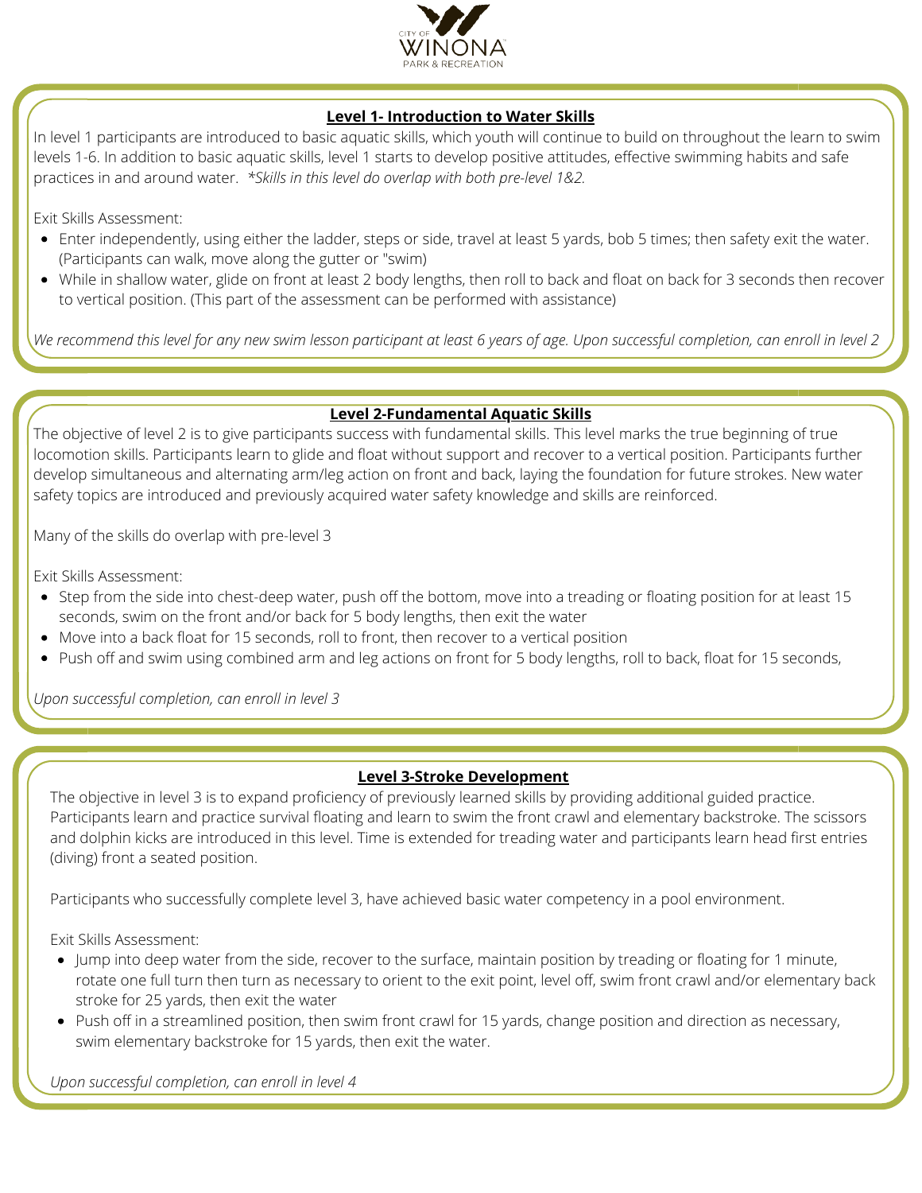CITY OF WINONA PARK & RECREATION

## Level 1- Introduction to Water Skills

In level 1 participants are introduced to basic aquatic skills, which youth will continue to build on throughout the learn to swim levels 1-6. In addition to basic aquatic skills, level 1 starts to develop positive attitudes, effective swimming habits and safe practices in and around water. *\*Skills in this level do overlap with both pre-level 1&2.*

Exit Skills Assessment:

- Enter independently, using either the ladder, steps or side, travel at least 5 yards, bob 5 times; then safety exit the water. (Participants can walk, move along the gutter or "swim)
- While in shallow water, glide on front at least 2 body lengths, then roll to back and float on back for 3 seconds then recover to vertical position. (This part of the assessment can be performed with assistance)

*We recommend this level for any new swim lesson participant at least 6 years of age. Upon successful completion, can enroll in level 2*

## Level 2-Fundamental Aquatic Skills

The objective of level 2 is to give participants success with fundamental skills. This level marks the true beginning of true locomotion skills. Participants learn to glide and float without support and recover to a vertical position. Participants further develop simultaneous and alternating arm/leg action on front and back, laying the foundation for future strokes. New water safety topics are introduced and previously acquired water safety knowledge and skills are reinforced.

Many of the skills do overlap with pre-level 3

Exit Skills Assessment:

- Step from the side into chest-deep water, push off the bottom, move into a treading or floating position for at least 15 seconds, swim on the front and/or back for 5 body lengths, then exit the water
- Move into a back float for 15 seconds, roll to front, then recover to a vertical position
- Push off and swim using combined arm and leg actions on front for 5 body lengths, roll to back, float for 15 seconds,

*Upon successful completion, can enroll in level 3*

## Level 3-Stroke Development

The objective in level 3 is to expand proficiency of previously learned skills by providing additional guided practice. Participants learn and practice survival floating and learn to swim the front crawl and elementary backstroke. The scissors and dolphin kicks are introduced in this level. Time is extended for treading water and participants learn head first entries (diving) front a seated position.

Participants who successfully complete level 3, have achieved basic water competency in a pool environment.

Exit Skills Assessment:

- Jump into deep water from the side, recover to the surface, maintain position by treading or floating for 1 minute, rotate one full turn then turn as necessary to orient to the exit point, level off, swim front crawl and/or elementary back stroke for 25 yards, then exit the water
- Push off in a streamlined position, then swim front crawl for 15 yards, change position and direction as necessary, swim elementary backstroke for 15 yards, then exit the water.

*Upon successful completion, can enroll in level 4*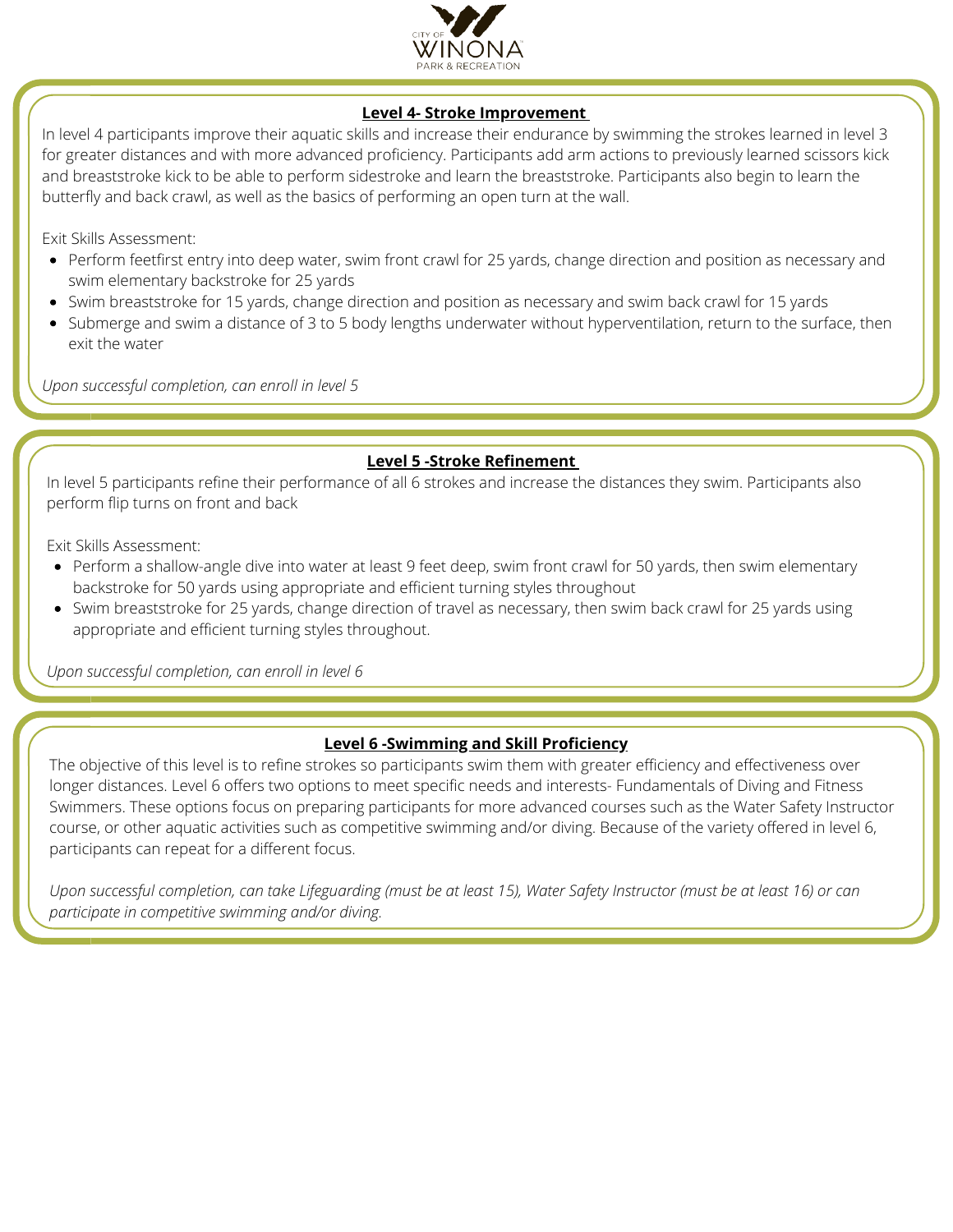## Level 4- Stroke Improvement

In level 4 participants improve their aquatic skills and increase their endurance by swimming the strokes learned in level 3 for greater distances and with more advanced proficiency. Participants add arm actions to previously learned scissors kick and breaststroke kick to be able to perform sidestroke and learn the breaststroke. Participants also begin to learn the butterfly and back crawl, as well as the basics of performing an open turn at the wall.

Exit Skills Assessment:

- Perform feetfirst entry into deep water, swim front crawl for 25 yards, change direction and position as necessary and swim elementary backstroke for 25 yards
- Swim breaststroke for 15 yards, change direction and position as necessary and swim back crawl for 15 yards
- Submerge and swim a distance of 3 to 5 body lengths underwater without hyperventilation, return to the surface, then exit the water

*Upon successful completion, can enroll in level 5*

## Level 5 -Stroke Refinement

In level 5 participants refine their performance of all 6 strokes and increase the distances they swim. Participants also perform flip turns on front and back

Exit Skills Assessment:

- Perform a shallow-angle dive into water at least 9 feet deep, swim front crawl for 50 yards, then swim elementary backstroke for 50 yards using appropriate and efficient turning styles throughout
- Swim breaststroke for 25 yards, change direction of travel as necessary, then swim back crawl for 25 yards using appropriate and efficient turning styles throughout.

*Upon successful completion, can enroll in level 6*

## Level 6 -Swimming and Skill Proficiency

The objective of this level is to refine strokes so participants swim them with greater efficiency and effectiveness over longer distances. Level 6 offers two options to meet specific needs and interests- Fundamentals of Diving and Fitness Swimmers. These options focus on preparing participants for more advanced courses such as the Water Safety Instructor course, or other aquatic activities such as competitive swimming and/or diving. Because of the variety offered in level 6, participants can repeat for a different focus.

*Upon successful completion, can take Lifeguarding (must be at least 15), Water Safety Instructor (must be at least 16) or can participate in competitive swimming and/or diving.*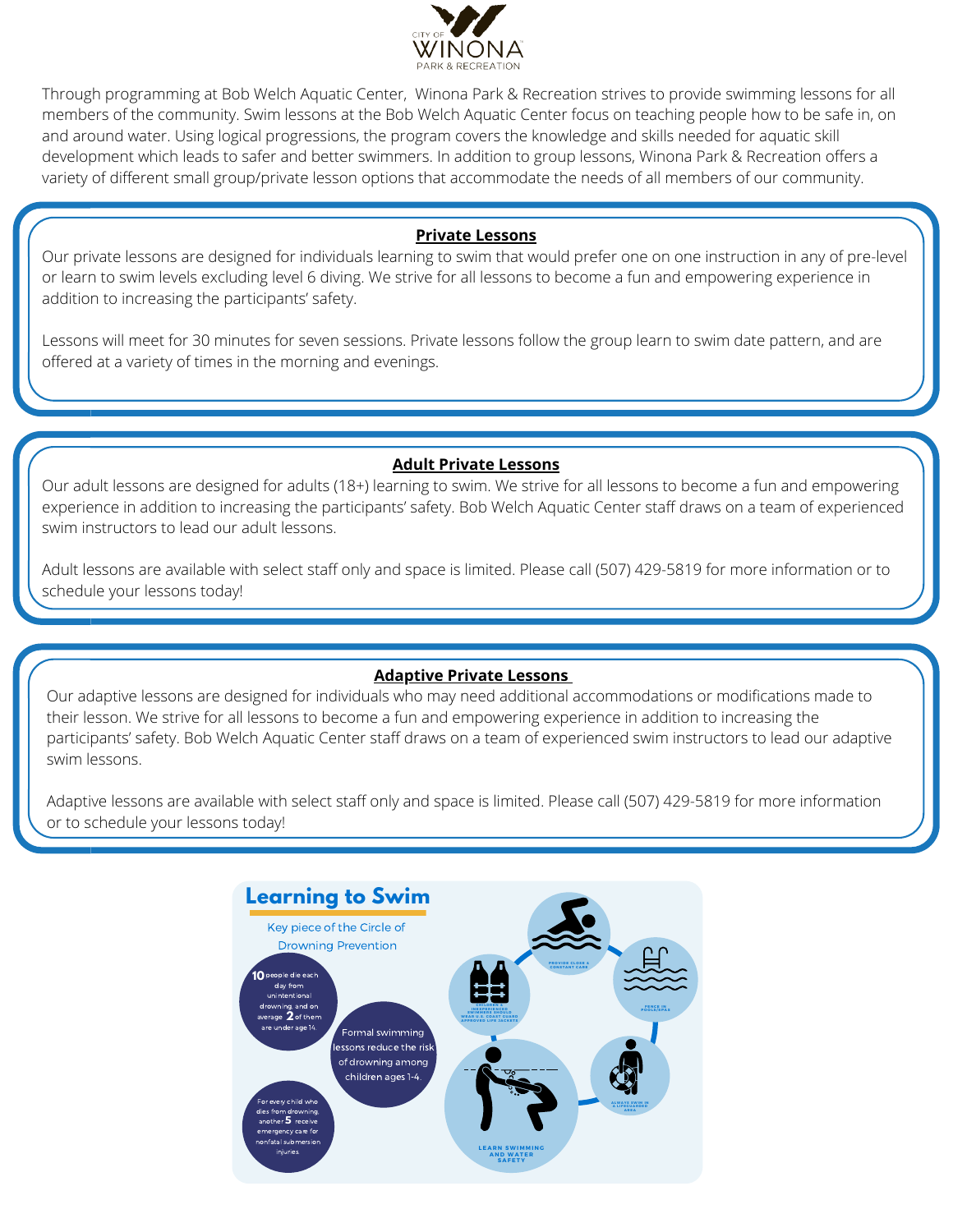CITY OF WINONA PARK & RECREATION

Through programming at Bob Welch Aquatic Center, Winona Park & Recreation strives to provide swimming lessons for all members of the community. Swim lessons at the Bob Welch Aquatic Center focus on teaching people how to be safe in, on and around water. Using logical progressions, the program covers the knowledge and skills needed for aquatic skill development which leads to safer and better swimmers. In addition to group lessons, Winona Park & Recreation offers a variety of different small group/private lesson options that accommodate the needs of all members of our community.

## Private Lessons

Our private lessons are designed for individuals learning to swim that would prefer one on one instruction in any of pre-level or learn to swim levels excluding level 6 diving. We strive for all lessons to become a fun and empowering experience in addition to increasing the participants' safety.

Lessons will meet for 30 minutes for seven sessions. Private lessons follow the group learn to swim date pattern, and are offered at a variety of times in the morning and evenings.

## Adult Private Lessons

Our adult lessons are designed for adults (18+) learning to swim. We strive for all lessons to become a fun and empowering experience in addition to increasing the participants' safety. Bob Welch Aquatic Center staff draws on a team of experienced swim instructors to lead our adult lessons.

Adult lessons are available with select staff only and space is limited. Please call (507) 429-5819 for more information or to schedule your lessons today!

## Adaptive Private Lessons

Our adaptive lessons are designed for individuals who may need additional accommodations or modifications made to their lesson. We strive for all lessons to become a fun and empowering experience in addition to increasing the participants' safety. Bob Welch Aquatic Center staff draws on a team of experienced swim instructors to lead our adaptive swim lessons.

Adaptive lessons are available with select staff only and space is limited. Please call (507) 429-5819 for more information or to schedule your lessons today!

## Learning to Swim

Key piece of the Circle of Drowning Prevention

10 people die each day from unintentional drowning, and on average 2 of them are under age 14.

Formal swimming lessons reduce the risk of drowning among children ages 1-4.

For every child who dies from drowning, another 5 receive emergency care for nonfatal submersion injuries.

PROVIDE CLOSE & CONSTANT CARE

FENCE IN POOLS/SPAS

ALWAYS SWIM IN A LIFEGUARDED AREA

LEARN SWIMMING AND WATER SAFETY

CHILDREN & INEXPERIENCED SWIMMERS SHOULD WEAR U.S. COAST GUARD APPROVED LIFE JACKETS